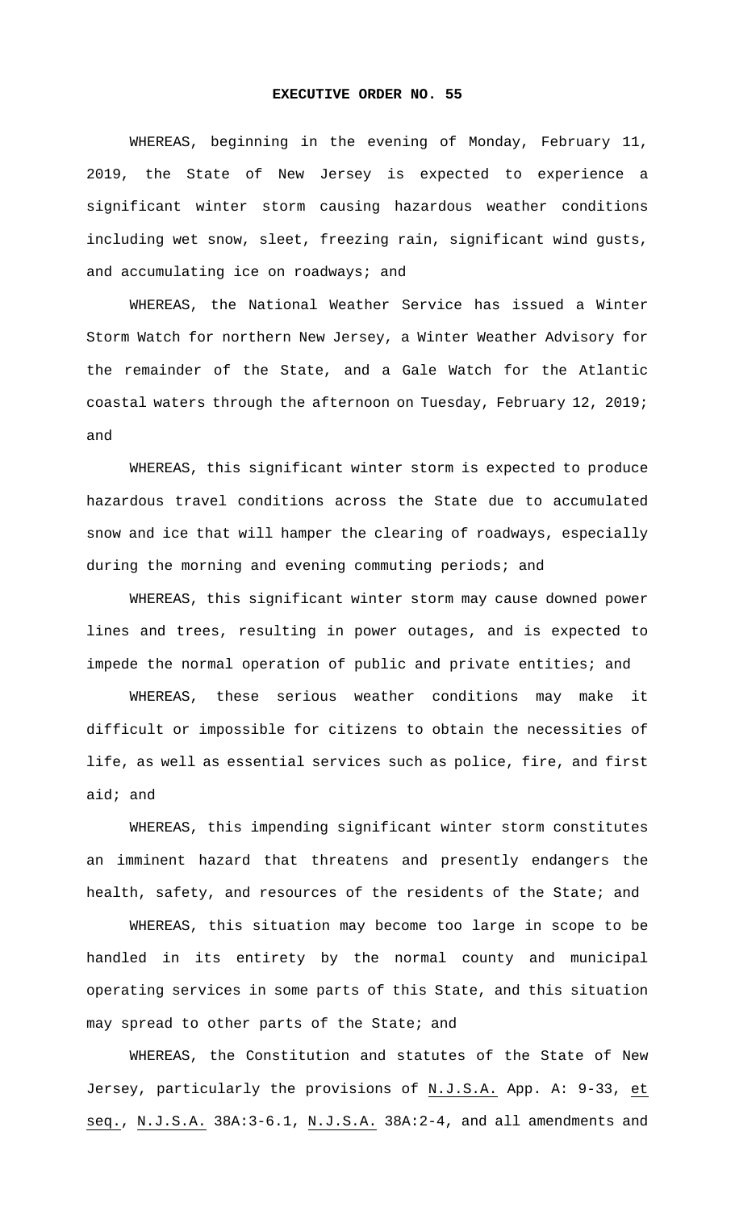# EXECUTIVE ORDER NO. 55

WHEREAS, beginning in the evening of Monday, February 11, 2019, the State of New Jersey is expected to experience a significant winter storm causing hazardous weather conditions including wet snow, sleet, freezing rain, significant wind gusts, and accumulating ice on roadways; and

WHEREAS, the National Weather Service has issued a Winter Storm Watch for northern New Jersey, a Winter Weather Advisory for the remainder of the State, and a Gale Watch for the Atlantic coastal waters through the afternoon on Tuesday, February 12, 2019; and

WHEREAS, this significant winter storm is expected to produce hazardous travel conditions across the State due to accumulated snow and ice that will hamper the clearing of roadways, especially during the morning and evening commuting periods; and

WHEREAS, this significant winter storm may cause downed power lines and trees, resulting in power outages, and is expected to impede the normal operation of public and private entities; and

WHEREAS, these serious weather conditions may make it difficult or impossible for citizens to obtain the necessities of life, as well as essential services such as police, fire, and first aid; and

WHEREAS, this impending significant winter storm constitutes an imminent hazard that threatens and presently endangers the health, safety, and resources of the residents of the State; and

WHEREAS, this situation may become too large in scope to be handled in its entirety by the normal county and municipal operating services in some parts of this State, and this situation may spread to other parts of the State; and

WHEREAS, the Constitution and statutes of the State of New Jersey, particularly the provisions of <u>N.J.S.A.</u> App. A: 9-33, <u>et seq.</u>, <u>N.J.S.A.</u> 38A:3-6.1, <u>N.J.S.A.</u> 38A:2-4, and all amendments and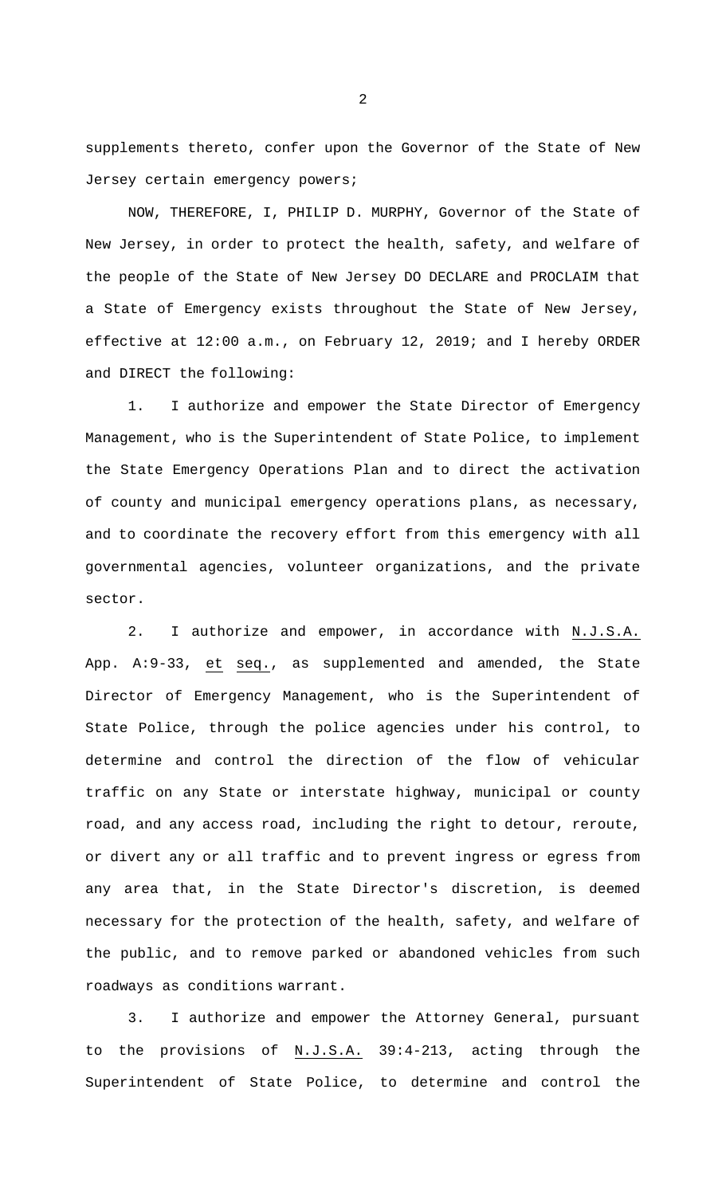supplements thereto, confer upon the Governor of the State of New Jersey certain emergency powers;

NOW, THEREFORE, I, PHILIP D. MURPHY, Governor of the State of New Jersey, in order to protect the health, safety, and welfare of the people of the State of New Jersey DO DECLARE and PROCLAIM that a State of Emergency exists throughout the State of New Jersey, effective at 12:00 a.m., on February 12, 2019; and I hereby ORDER and DIRECT the following:

1. I authorize and empower the State Director of Emergency Management, who is the Superintendent of State Police, to implement the State Emergency Operations Plan and to direct the activation of county and municipal emergency operations plans, as necessary, and to coordinate the recovery effort from this emergency with all governmental agencies, volunteer organizations, and the private sector.

2. I authorize and empower, in accordance with N.J.S.A. App. A:9-33, et seq., as supplemented and amended, the State Director of Emergency Management, who is the Superintendent of State Police, through the police agencies under his control, to determine and control the direction of the flow of vehicular traffic on any State or interstate highway, municipal or county road, and any access road, including the right to detour, reroute, or divert any or all traffic and to prevent ingress or egress from any area that, in the State Director's discretion, is deemed necessary for the protection of the health, safety, and welfare of the public, and to remove parked or abandoned vehicles from such roadways as conditions warrant.

3. I authorize and empower the Attorney General, pursuant to the provisions of N.J.S.A. 39:4-213, acting through the Superintendent of State Police, to determine and control the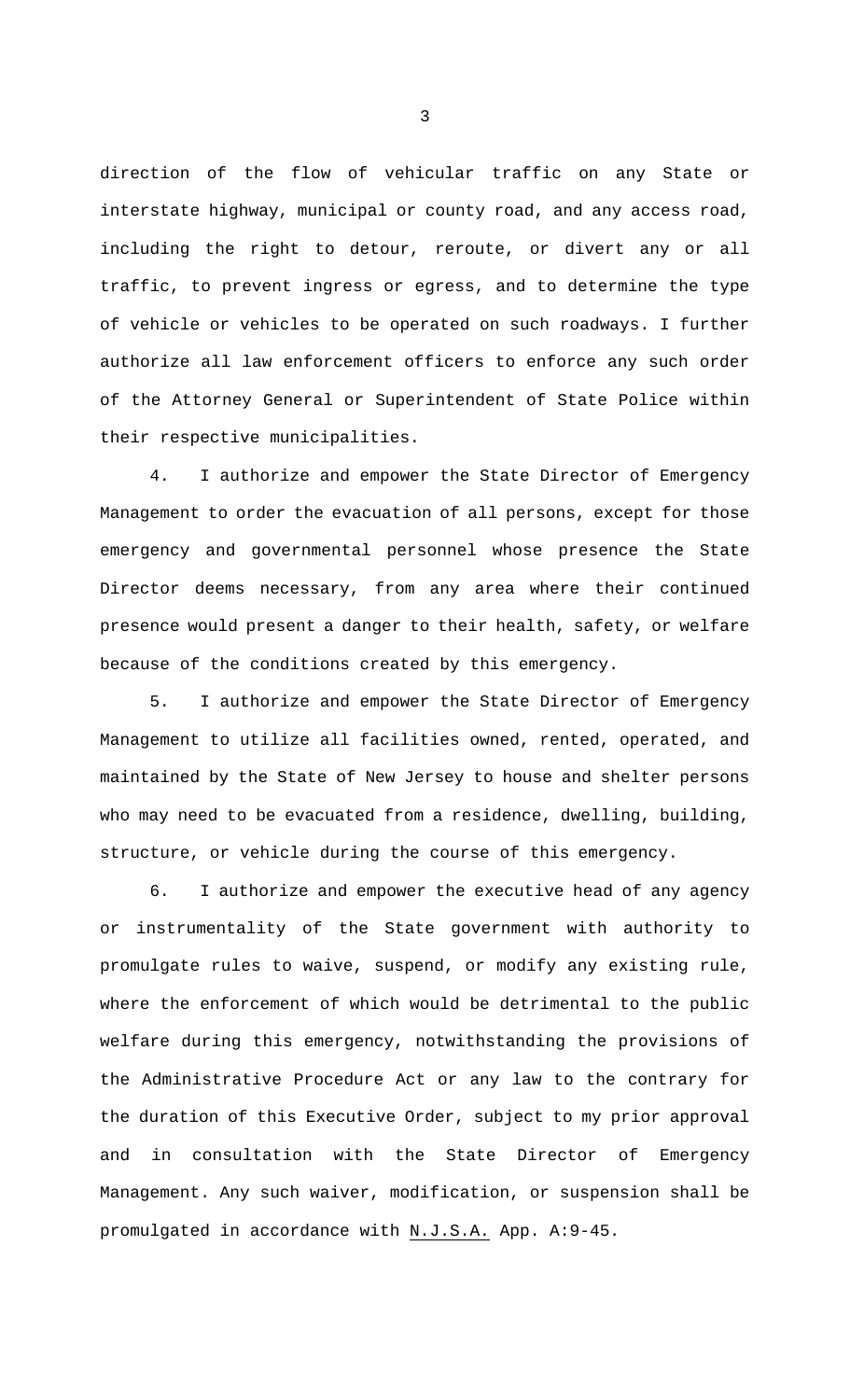direction of the flow of vehicular traffic on any State or interstate highway, municipal or county road, and any access road, including the right to detour, reroute, or divert any or all traffic, to prevent ingress or egress, and to determine the type of vehicle or vehicles to be operated on such roadways. I further authorize all law enforcement officers to enforce any such order of the Attorney General or Superintendent of State Police within their respective municipalities.

4. I authorize and empower the State Director of Emergency Management to order the evacuation of all persons, except for those emergency and governmental personnel whose presence the State Director deems necessary, from any area where their continued presence would present a danger to their health, safety, or welfare because of the conditions created by this emergency.

5. I authorize and empower the State Director of Emergency Management to utilize all facilities owned, rented, operated, and maintained by the State of New Jersey to house and shelter persons who may need to be evacuated from a residence, dwelling, building, structure, or vehicle during the course of this emergency.

6. I authorize and empower the executive head of any agency or instrumentality of the State government with authority to promulgate rules to waive, suspend, or modify any existing rule, where the enforcement of which would be detrimental to the public welfare during this emergency, notwithstanding the provisions of the Administrative Procedure Act or any law to the contrary for the duration of this Executive Order, subject to my prior approval and in consultation with the State Director of Emergency Management. Any such waiver, modification, or suspension shall be promulgated in accordance with N.J.S.A. App. A:9-45.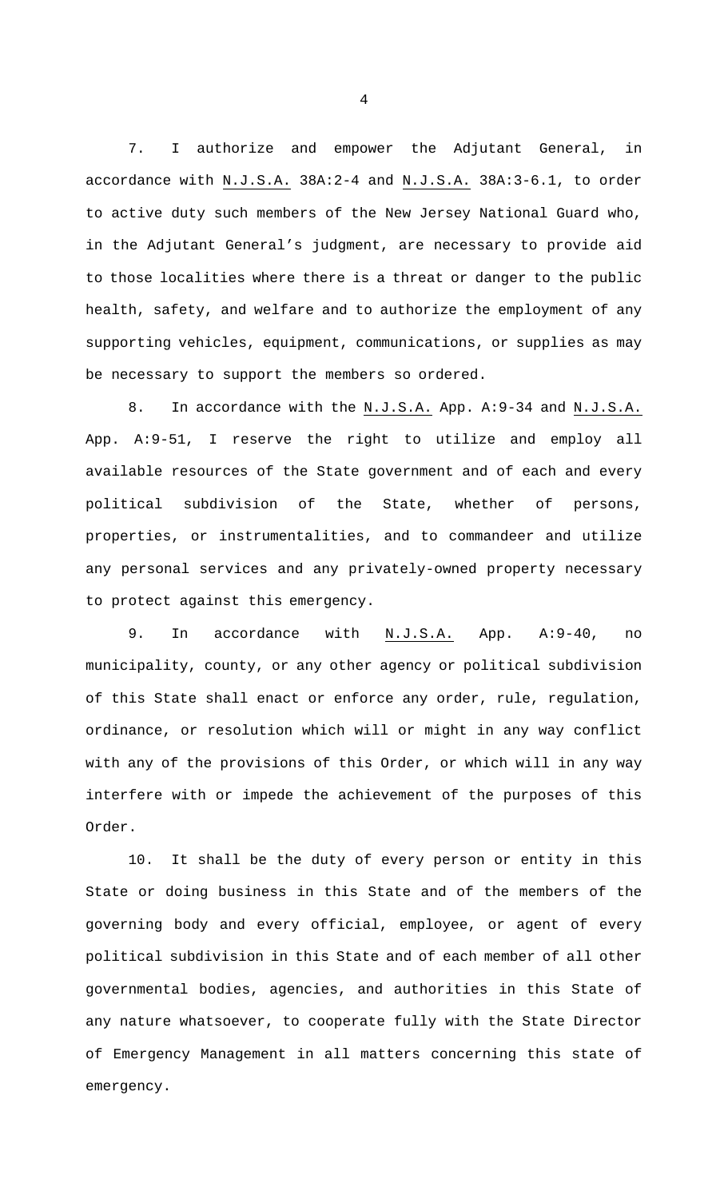7. I authorize and empower the Adjutant General, in accordance with N.J.S.A. 38A:2-4 and N.J.S.A. 38A:3-6.1, to order to active duty such members of the New Jersey National Guard who, in the Adjutant General's judgment, are necessary to provide aid to those localities where there is a threat or danger to the public health, safety, and welfare and to authorize the employment of any supporting vehicles, equipment, communications, or supplies as may be necessary to support the members so ordered.

8. In accordance with the N.J.S.A. App. A:9-34 and N.J.S.A. App. A:9-51, I reserve the right to utilize and employ all available resources of the State government and of each and every political subdivision of the State, whether of persons, properties, or instrumentalities, and to commandeer and utilize any personal services and any privately-owned property necessary to protect against this emergency.

9. In accordance with N.J.S.A. App. A:9-40, no municipality, county, or any other agency or political subdivision of this State shall enact or enforce any order, rule, regulation, ordinance, or resolution which will or might in any way conflict with any of the provisions of this Order, or which will in any way interfere with or impede the achievement of the purposes of this Order.

10. It shall be the duty of every person or entity in this State or doing business in this State and of the members of the governing body and every official, employee, or agent of every political subdivision in this State and of each member of all other governmental bodies, agencies, and authorities in this State of any nature whatsoever, to cooperate fully with the State Director of Emergency Management in all matters concerning this state of emergency.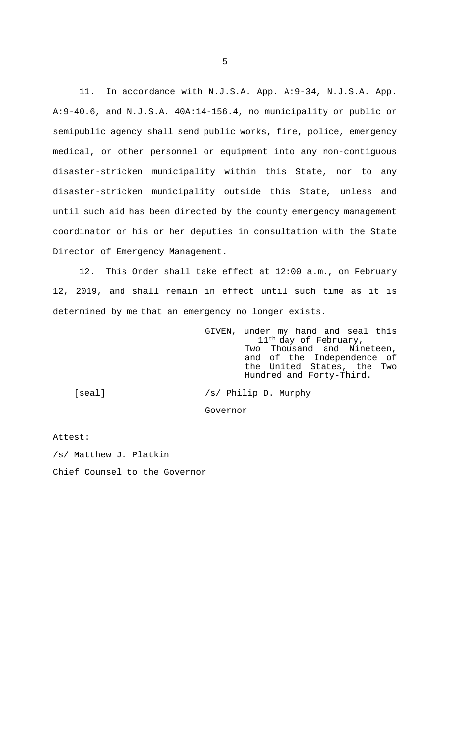11. In accordance with N.J.S.A. App. A:9-34, N.J.S.A. App. A:9-40.6, and N.J.S.A. 40A:14-156.4, no municipality or public or semipublic agency shall send public works, fire, police, emergency medical, or other personnel or equipment into any non-contiguous disaster-stricken municipality within this State, nor to any disaster-stricken municipality outside this State, unless and until such aid has been directed by the county emergency management coordinator or his or her deputies in consultation with the State Director of Emergency Management.

12. This Order shall take effect at 12:00 a.m., on February 12, 2019, and shall remain in effect until such time as it is determined by me that an emergency no longer exists.

GIVEN, under my hand and seal this 11th day of February, Two Thousand and Nineteen, and of the Independence of the United States, the Two Hundred and Forty-Third.

[seal]

/s/ Philip D. Murphy

Governor

Attest:

/s/ Matthew J. Platkin

Chief Counsel to the Governor